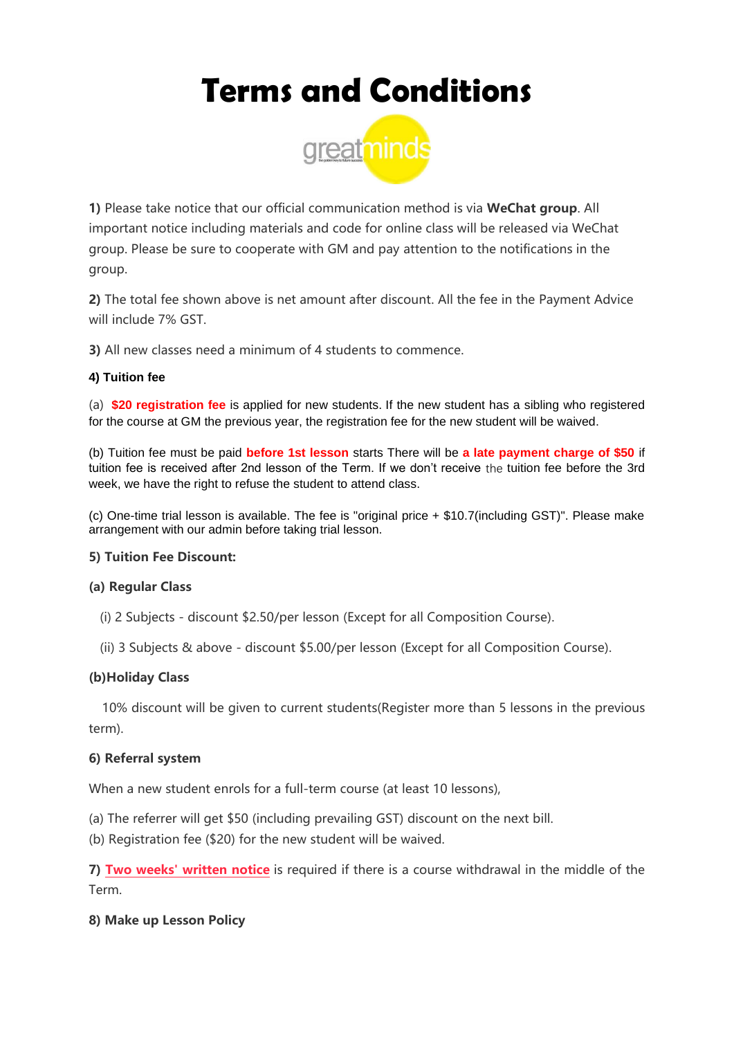# Terms and Conditions

**1)** Please take notice that our official communication method is via **WeChat group**. All important notice including materials and code for online class will be released via WeChat group. Please be sure to cooperate with GM and pay attention to the notifications in the group.

**2)** The total fee shown above is net amount after discount. All the fee in the Payment Advice will include 7% GST.

**3)** All new classes need a minimum of 4 students to commence.

**4) Tuition fee**

(a) **$20 registration fee** is applied for new students. If the new student has a sibling who registered for the course at GM the previous year, the registration fee for the new student will be waived.

(b) Tuition fee must be paid **before 1st lesson** starts There will be **a late payment charge of $50** if tuition fee is received after 2nd lesson of the Term. If we don't receive the tuition fee before the 3rd week, we have the right to refuse the student to attend class.

(c) One-time trial lesson is available. The fee is "original price + $10.7(including GST)". Please make arrangement with our admin before taking trial lesson.

**5) Tuition Fee Discount:**

**(a) Regular Class**

(i) 2 Subjects - discount $2.50/per lesson (Except for all Composition Course).

(ii) 3 Subjects & above - discount $5.00/per lesson (Except for all Composition Course).

**(b)Holiday Class**

10% discount will be given to current students(Register more than 5 lessons in the previous term).

**6) Referral system**

When a new student enrols for a full-term course (at least 10 lessons),

(a) The referrer will get $50 (including prevailing GST) discount on the next bill.
(b) Registration fee ($20) for the new student will be waived.

**7)** **Two weeks' written notice** is required if there is a course withdrawal in the middle of the Term.

**8) Make up Lesson Policy**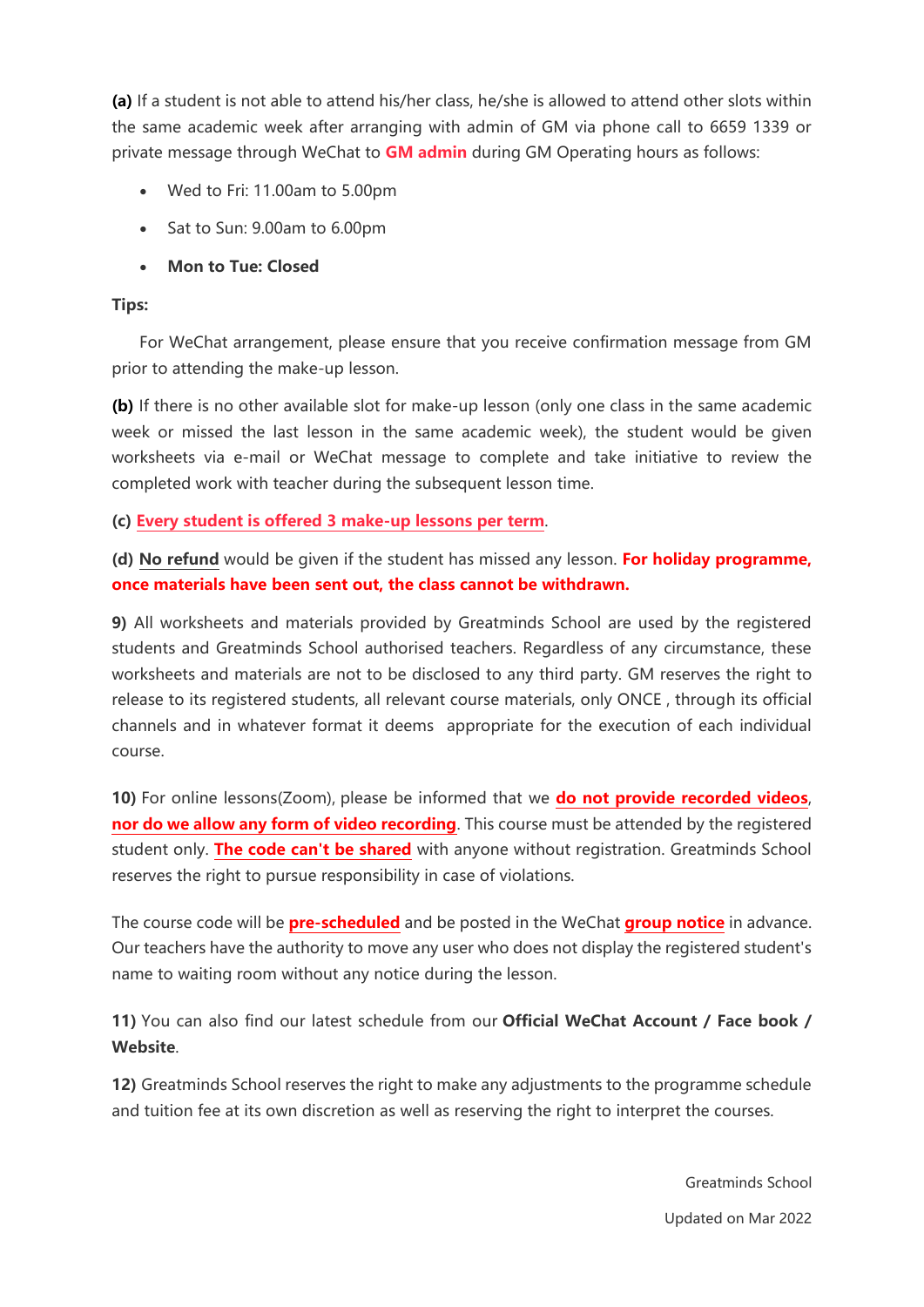**(a)** If a student is not able to attend his/her class, he/she is allowed to attend other slots within the same academic week after arranging with admin of GM via phone call to 6659 1339 or private message through WeChat to **GM admin** during GM Operating hours as follows:

- Wed to Fri: 11.00am to 5.00pm
- Sat to Sun: 9.00am to 6.00pm
- **Mon to Tue: Closed**

**Tips:**

For WeChat arrangement, please ensure that you receive confirmation message from GM prior to attending the make-up lesson.

**(b)** If there is no other available slot for make-up lesson (only one class in the same academic week or missed the last lesson in the same academic week), the student would be given worksheets via e-mail or WeChat message to complete and take initiative to review the completed work with teacher during the subsequent lesson time.

**(c)** **Every student is offered 3 make-up lessons per term**.

**(d)** **No refund** would be given if the student has missed any lesson. **For holiday programme, once materials have been sent out, the class cannot be withdrawn.**

**9)** All worksheets and materials provided by Greatminds School are used by the registered students and Greatminds School authorised teachers. Regardless of any circumstance, these worksheets and materials are not to be disclosed to any third party. GM reserves the right to release to its registered students, all relevant course materials, only ONCE , through its official channels and in whatever format it deems appropriate for the execution of each individual course.

**10)** For online lessons(Zoom), please be informed that we **do not provide recorded videos**, **nor do we allow any form of video recording**. This course must be attended by the registered student only. **The code can't be shared** with anyone without registration. Greatminds School reserves the right to pursue responsibility in case of violations.

The course code will be **pre-scheduled** and be posted in the WeChat **group notice** in advance. Our teachers have the authority to move any user who does not display the registered student's name to waiting room without any notice during the lesson.

**11)** You can also find our latest schedule from our **Official WeChat Account / Face book / Website**.

**12)** Greatminds School reserves the right to make any adjustments to the programme schedule and tuition fee at its own discretion as well as reserving the right to interpret the courses.

Greatminds School

Updated on Mar 2022